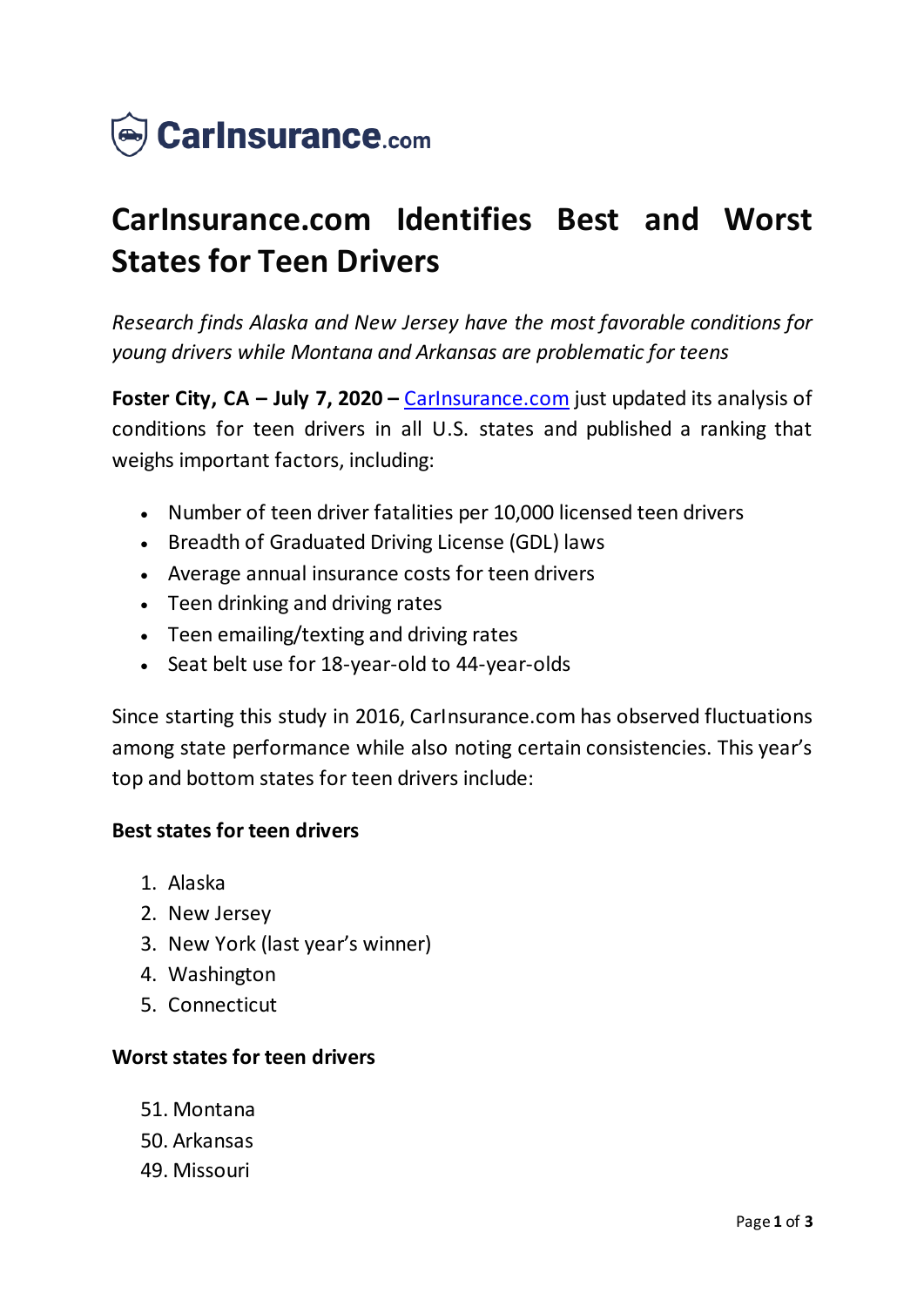CarInsurance.com

# CarInsurance.com Identifies Best and Worst States for Teen Drivers

*Research finds Alaska and New Jersey have the most favorable conditions for young drivers while Montana and Arkansas are problematic for teens*

**Foster City, CA – July 7, 2020 –** CarInsurance.com just updated its analysis of conditions for teen drivers in all U.S. states and published a ranking that weighs important factors, including:

- Number of teen driver fatalities per 10,000 licensed teen drivers
- Breadth of Graduated Driving License (GDL) laws
- Average annual insurance costs for teen drivers
- Teen drinking and driving rates
- Teen emailing/texting and driving rates
- Seat belt use for 18-year-old to 44-year-olds

Since starting this study in 2016, CarInsurance.com has observed fluctuations among state performance while also noting certain consistencies. This year's top and bottom states for teen drivers include:

**Best states for teen drivers**

1. Alaska
2. New Jersey
3. New York (last year's winner)
4. Washington
5. Connecticut

**Worst states for teen drivers**

51. Montana
50. Arkansas
49. Missouri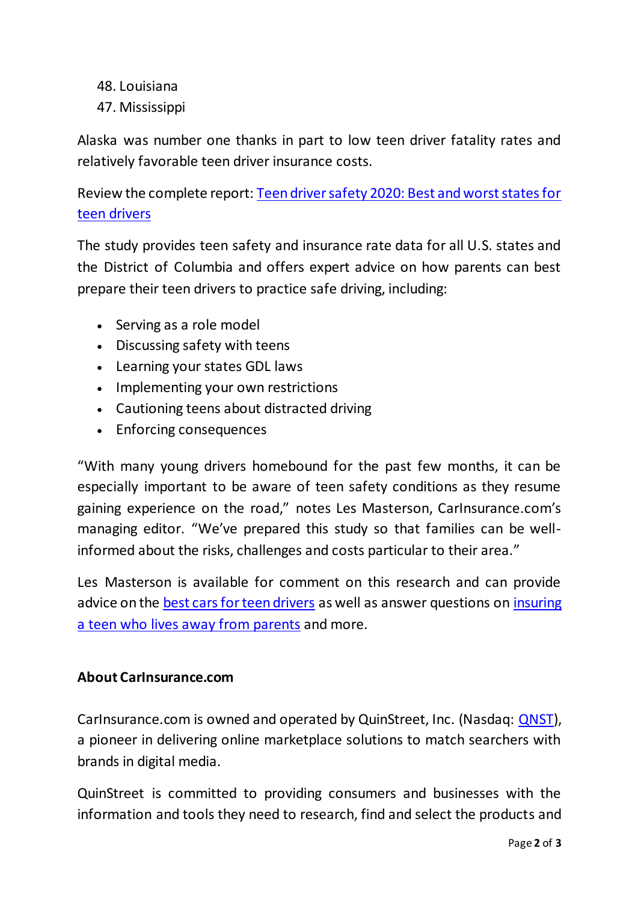48. Louisiana
47. Mississippi

Alaska was number one thanks in part to low teen driver fatality rates and relatively favorable teen driver insurance costs.

Review the complete report: Teen driver safety 2020: Best and worst states for teen drivers

The study provides teen safety and insurance rate data for all U.S. states and the District of Columbia and offers expert advice on how parents can best prepare their teen drivers to practice safe driving, including:

- Serving as a role model
- Discussing safety with teens
- Learning your states GDL laws
- Implementing your own restrictions
- Cautioning teens about distracted driving
- Enforcing consequences

"With many young drivers homebound for the past few months, it can be especially important to be aware of teen safety conditions as they resume gaining experience on the road," notes Les Masterson, CarInsurance.com's managing editor. "We've prepared this study so that families can be well-informed about the risks, challenges and costs particular to their area."

Les Masterson is available for comment on this research and can provide advice on the best cars for teen drivers as well as answer questions on insuring a teen who lives away from parents and more.

**About CarInsurance.com**

CarInsurance.com is owned and operated by QuinStreet, Inc. (Nasdaq: QNST), a pioneer in delivering online marketplace solutions to match searchers with brands in digital media.

QuinStreet is committed to providing consumers and businesses with the information and tools they need to research, find and select the products and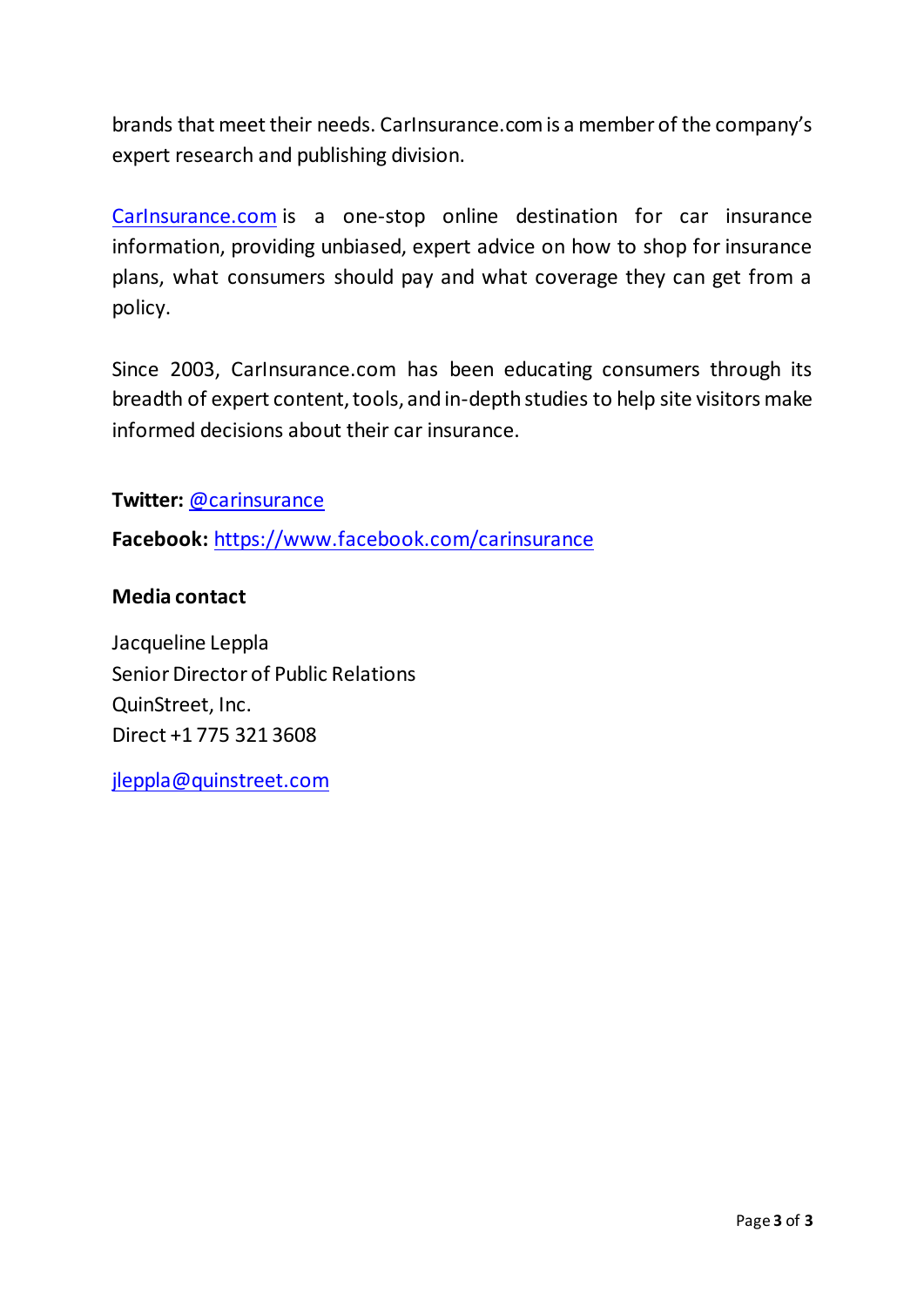brands that meet their needs. CarInsurance.com is a member of the company's expert research and publishing division.

CarInsurance.com is a one-stop online destination for car insurance information, providing unbiased, expert advice on how to shop for insurance plans, what consumers should pay and what coverage they can get from a policy.

Since 2003, CarInsurance.com has been educating consumers through its breadth of expert content, tools, and in-depth studies to help site visitors make informed decisions about their car insurance.

**Twitter:** @carinsurance

**Facebook:** https://www.facebook.com/carinsurance

**Media contact**

Jacqueline Leppla
Senior Director of Public Relations
QuinStreet, Inc.
Direct +1 775 321 3608

jleppla@quinstreet.com